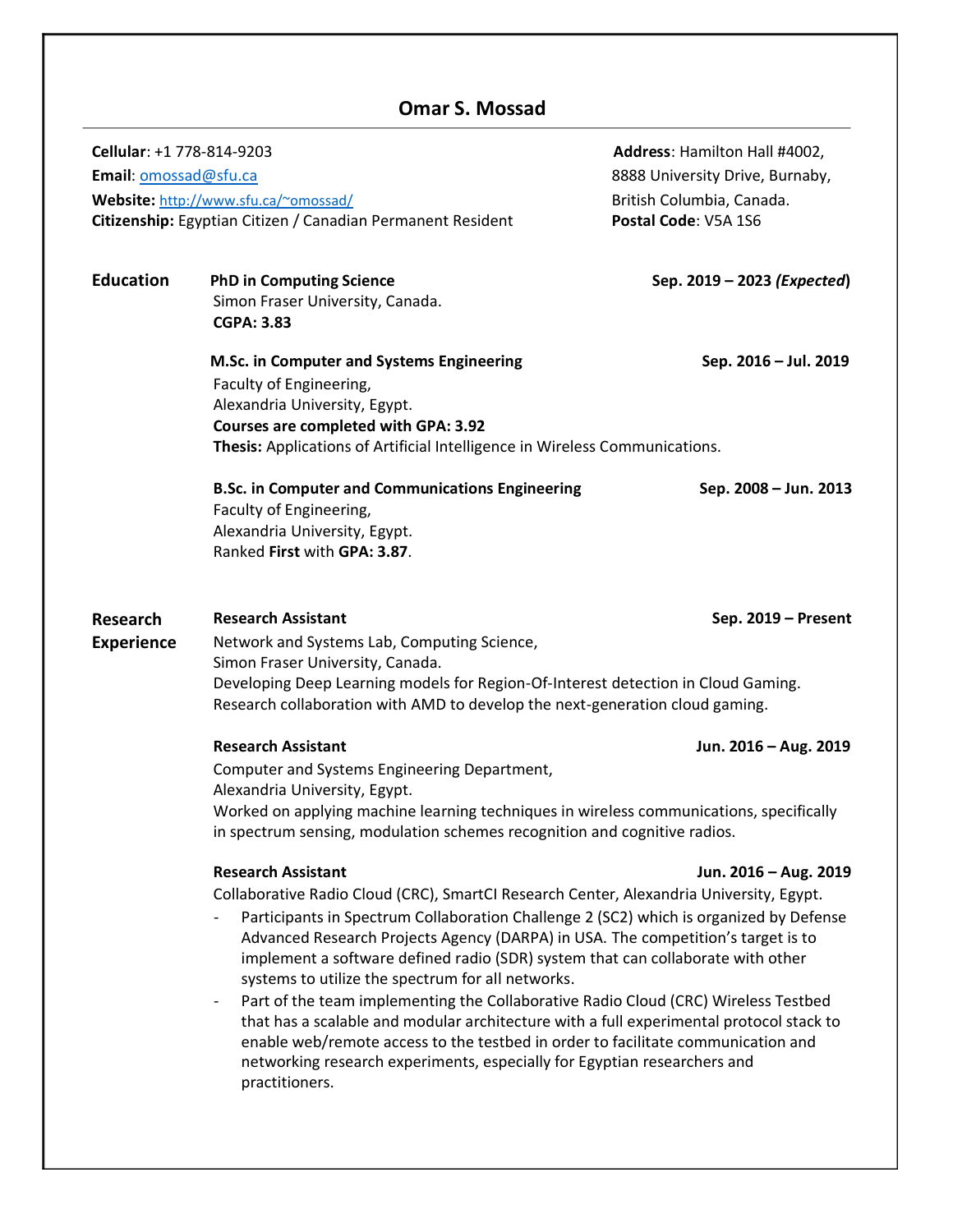# Omar S. Mossad

**Cellular**: +1 778-814-9203
**Email**: omossad@sfu.ca
**Website:** http://www.sfu.ca/~omossad/
**Citizenship:** Egyptian Citizen / Canadian Permanent Resident

**Address**: Hamilton Hall #4002,
8888 University Drive, Burnaby,
British Columbia, Canada.
**Postal Code**: V5A 1S6

## Education

**PhD in Computing Science** — **Sep. 2019 – 2023 *(Expected*)**
Simon Fraser University, Canada.
**CGPA: 3.83**

**M.Sc. in Computer and Systems Engineering** — **Sep. 2016 – Jul. 2019**
Faculty of Engineering,
Alexandria University, Egypt.
**Courses are completed with GPA: 3.92**
**Thesis:** Applications of Artificial Intelligence in Wireless Communications.

**B.Sc. in Computer and Communications Engineering** — **Sep. 2008 – Jun. 2013**
Faculty of Engineering,
Alexandria University, Egypt.
Ranked **First** with **GPA: 3.87**.

## Research Experience

**Research Assistant** — **Sep. 2019 – Present**
Network and Systems Lab, Computing Science,
Simon Fraser University, Canada.
Developing Deep Learning models for Region-Of-Interest detection in Cloud Gaming.
Research collaboration with AMD to develop the next-generation cloud gaming.

**Research Assistant** — **Jun. 2016 – Aug. 2019**
Computer and Systems Engineering Department,
Alexandria University, Egypt.
Worked on applying machine learning techniques in wireless communications, specifically in spectrum sensing, modulation schemes recognition and cognitive radios.

**Research Assistant** — **Jun. 2016 – Aug. 2019**
Collaborative Radio Cloud (CRC), SmartCI Research Center, Alexandria University, Egypt.

- Participants in Spectrum Collaboration Challenge 2 (SC2) which is organized by Defense Advanced Research Projects Agency (DARPA) in USA. The competition's target is to implement a software defined radio (SDR) system that can collaborate with other systems to utilize the spectrum for all networks.
- Part of the team implementing the Collaborative Radio Cloud (CRC) Wireless Testbed that has a scalable and modular architecture with a full experimental protocol stack to enable web/remote access to the testbed in order to facilitate communication and networking research experiments, especially for Egyptian researchers and practitioners.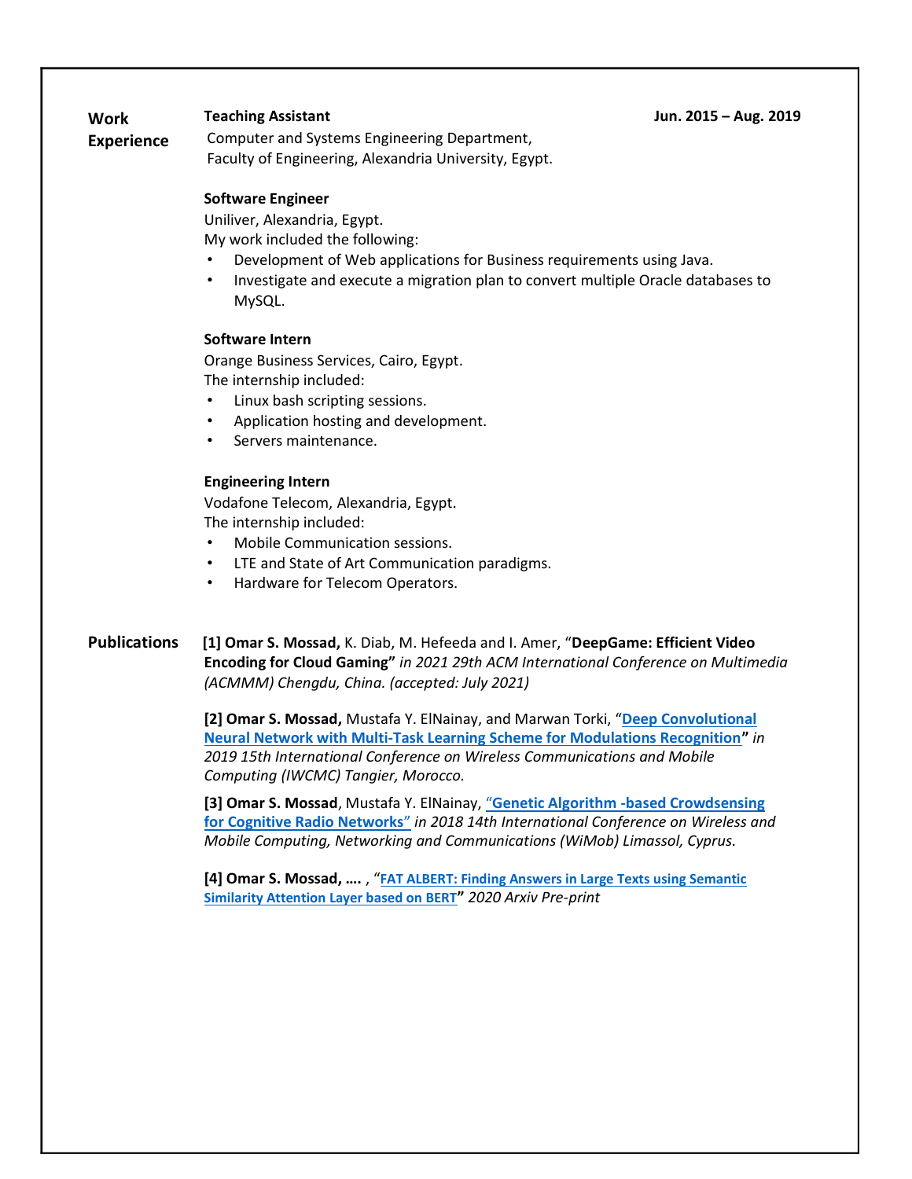## Work Experience

**Teaching Assistant** **Jun. 2015 – Aug. 2019**
Computer and Systems Engineering Department,
Faculty of Engineering, Alexandria University, Egypt.

**Software Engineer**
Uniliver, Alexandria, Egypt.
My work included the following:

- Development of Web applications for Business requirements using Java.
- Investigate and execute a migration plan to convert multiple Oracle databases to MySQL.

**Software Intern**
Orange Business Services, Cairo, Egypt.
The internship included:

- Linux bash scripting sessions.
- Application hosting and development.
- Servers maintenance.

**Engineering Intern**
Vodafone Telecom, Alexandria, Egypt.
The internship included:

- Mobile Communication sessions.
- LTE and State of Art Communication paradigms.
- Hardware for Telecom Operators.

## Publications

**[1] Omar S. Mossad,** K. Diab, M. Hefeeda and I. Amer, "**DeepGame: Efficient Video Encoding for Cloud Gaming"** *in 2021 29th ACM International Conference on Multimedia (ACMMM) Chengdu, China. (accepted: July 2021)*

**[2] Omar S. Mossad,** Mustafa Y. ElNainay, and Marwan Torki, "**Deep Convolutional Neural Network with Multi-Task Learning Scheme for Modulations Recognition"** *in 2019 15th International Conference on Wireless Communications and Mobile Computing (IWCMC) Tangier, Morocco.*

**[3] Omar S. Mossad**, Mustafa Y. ElNainay, **"Genetic Algorithm -based Crowdsensing for Cognitive Radio Networks"** *in 2018 14th International Conference on Wireless and Mobile Computing, Networking and Communications (WiMob) Limassol, Cyprus.*

**[4] Omar S. Mossad, ….** , "**FAT ALBERT: Finding Answers in Large Texts using Semantic Similarity Attention Layer based on BERT"** *2020 Arxiv Pre-print*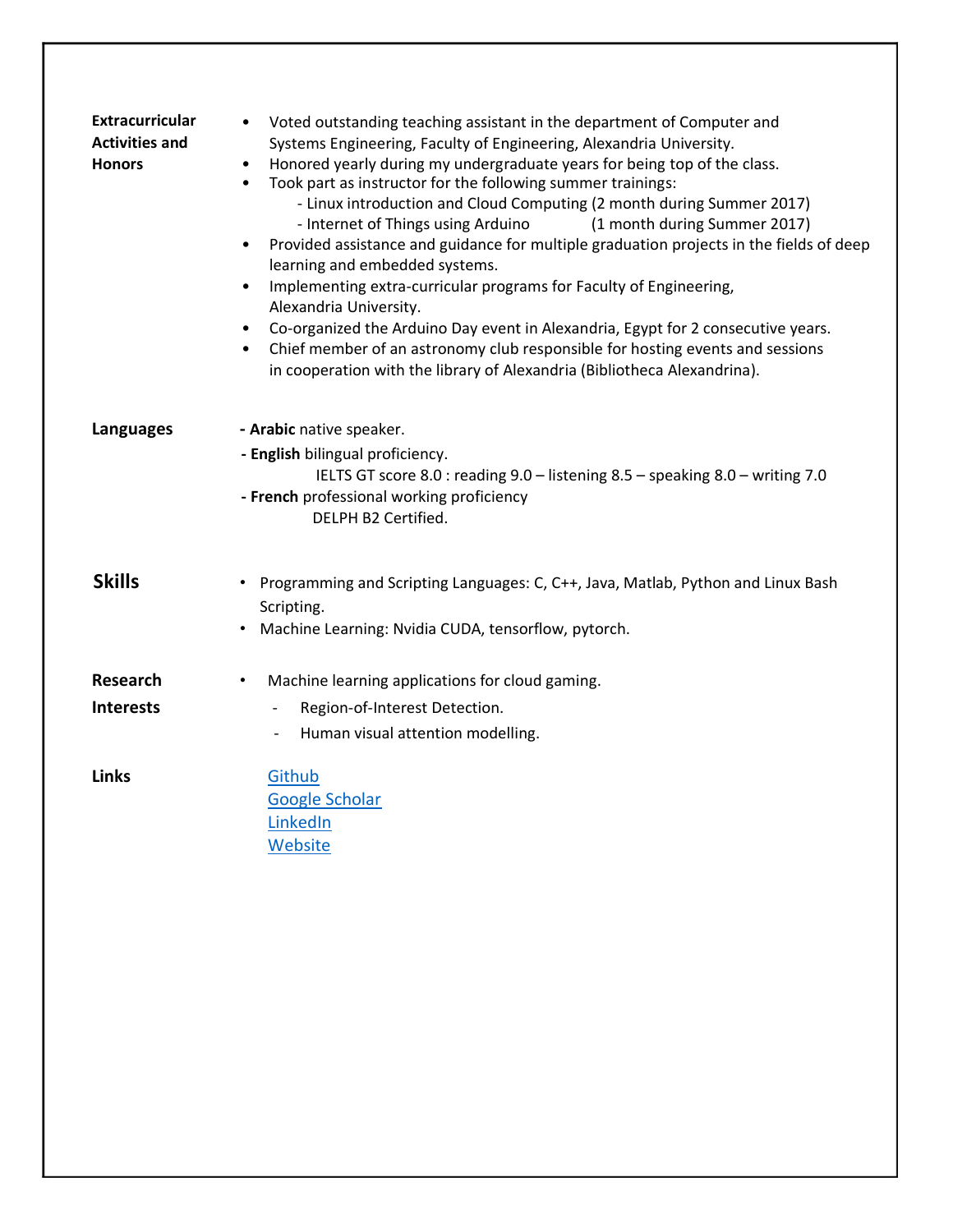## Extracurricular Activities and Honors

- Voted outstanding teaching assistant in the department of Computer and Systems Engineering, Faculty of Engineering, Alexandria University.
- Honored yearly during my undergraduate years for being top of the class.
- Took part as instructor for the following summer trainings:
  - Linux introduction and Cloud Computing (2 month during Summer 2017)
  - Internet of Things using Arduino (1 month during Summer 2017)
- Provided assistance and guidance for multiple graduation projects in the fields of deep learning and embedded systems.
- Implementing extra-curricular programs for Faculty of Engineering, Alexandria University.
- Co-organized the Arduino Day event in Alexandria, Egypt for 2 consecutive years.
- Chief member of an astronomy club responsible for hosting events and sessions in cooperation with the library of Alexandria (Bibliotheca Alexandrina).

## Languages

- **Arabic** native speaker.
- **English** bilingual proficiency.
  IELTS GT score 8.0 : reading 9.0 – listening 8.5 – speaking 8.0 – writing 7.0
- **French** professional working proficiency
  DELPH B2 Certified.

## Skills

- Programming and Scripting Languages: C, C++, Java, Matlab, Python and Linux Bash Scripting.
- Machine Learning: Nvidia CUDA, tensorflow, pytorch.

## Research Interests

- Machine learning applications for cloud gaming.
  - Region-of-Interest Detection.
  - Human visual attention modelling.

## Links

Github
Google Scholar
LinkedIn
Website